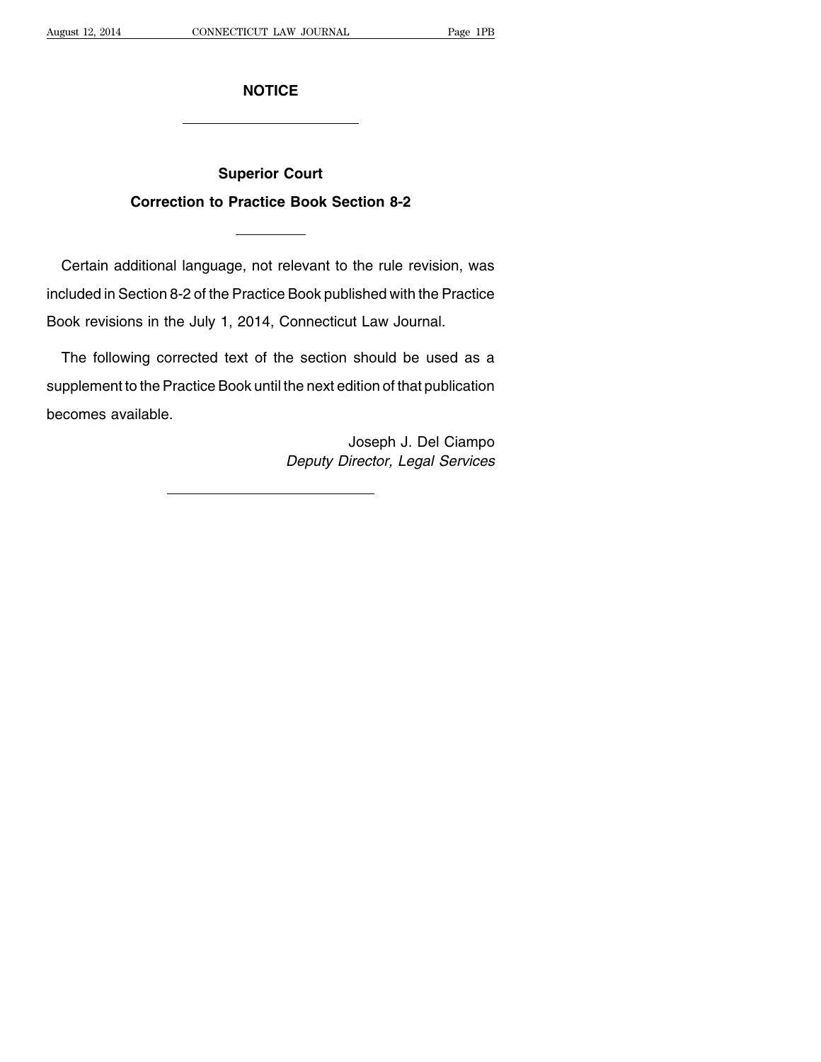# NOTICE

---

## Superior Court

## Correction to Practice Book Section 8-2

---

Certain additional language, not relevant to the rule revision, was included in Section 8-2 of the Practice Book published with the Practice Book revisions in the July 1, 2014, Connecticut Law Journal.

The following corrected text of the section should be used as a supplement to the Practice Book until the next edition of that publication becomes available.

Joseph J. Del Ciampo
*Deputy Director, Legal Services*

---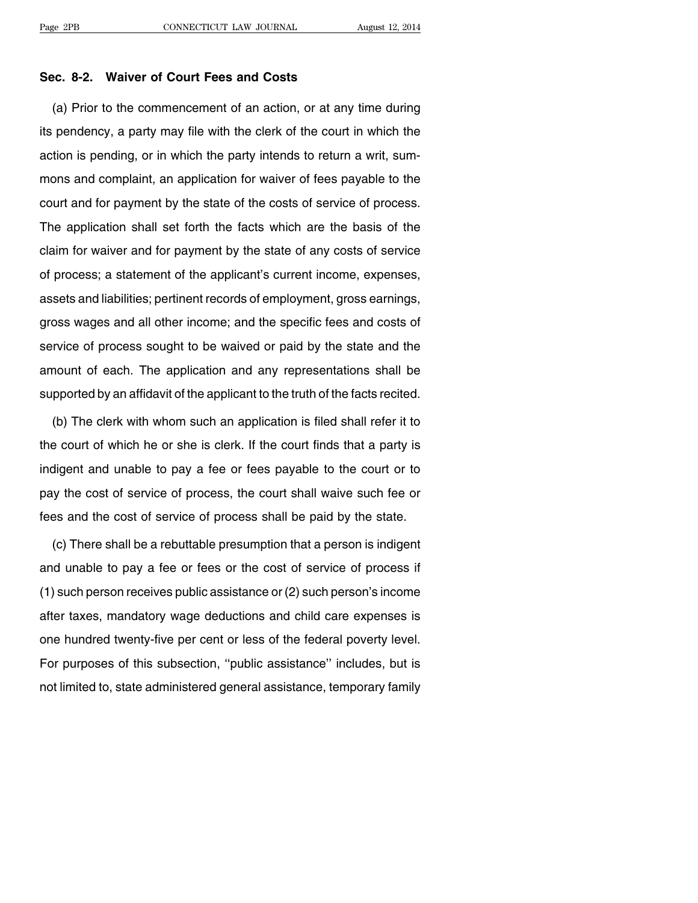## Sec. 8-2. Waiver of Court Fees and Costs

(a) Prior to the commencement of an action, or at any time during its pendency, a party may file with the clerk of the court in which the action is pending, or in which the party intends to return a writ, summons and complaint, an application for waiver of fees payable to the court and for payment by the state of the costs of service of process. The application shall set forth the facts which are the basis of the claim for waiver and for payment by the state of any costs of service of process; a statement of the applicant's current income, expenses, assets and liabilities; pertinent records of employment, gross earnings, gross wages and all other income; and the specific fees and costs of service of process sought to be waived or paid by the state and the amount of each. The application and any representations shall be supported by an affidavit of the applicant to the truth of the facts recited.

(b) The clerk with whom such an application is filed shall refer it to the court of which he or she is clerk. If the court finds that a party is indigent and unable to pay a fee or fees payable to the court or to pay the cost of service of process, the court shall waive such fee or fees and the cost of service of process shall be paid by the state.

(c) There shall be a rebuttable presumption that a person is indigent and unable to pay a fee or fees or the cost of service of process if (1) such person receives public assistance or (2) such person's income after taxes, mandatory wage deductions and child care expenses is one hundred twenty-five per cent or less of the federal poverty level. For purposes of this subsection, ''public assistance'' includes, but is not limited to, state administered general assistance, temporary family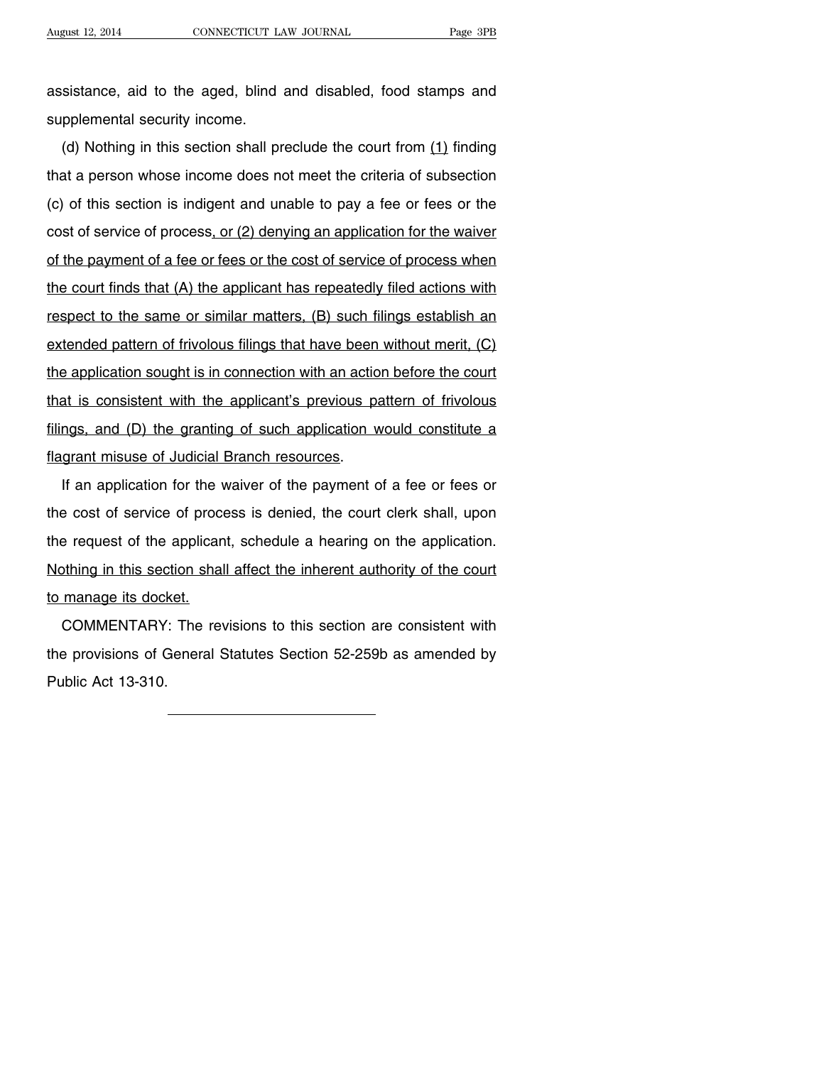assistance, aid to the aged, blind and disabled, food stamps and supplemental security income.

(d) Nothing in this section shall preclude the court from <u>(1)</u> finding that a person whose income does not meet the criteria of subsection (c) of this section is indigent and unable to pay a fee or fees or the cost of service of process<u>, or (2) denying an application for the waiver of the payment of a fee or fees or the cost of service of process when the court finds that (A) the applicant has repeatedly filed actions with respect to the same or similar matters, (B) such filings establish an extended pattern of frivolous filings that have been without merit, (C) the application sought is in connection with an action before the court that is consistent with the applicant's previous pattern of frivolous filings, and (D) the granting of such application would constitute a flagrant misuse of Judicial Branch resources</u>.

If an application for the waiver of the payment of a fee or fees or the cost of service of process is denied, the court clerk shall, upon the request of the applicant, schedule a hearing on the application. <u>Nothing in this section shall affect the inherent authority of the court to manage its docket.</u>

COMMENTARY: The revisions to this section are consistent with the provisions of General Statutes Section 52-259b as amended by Public Act 13-310.

---